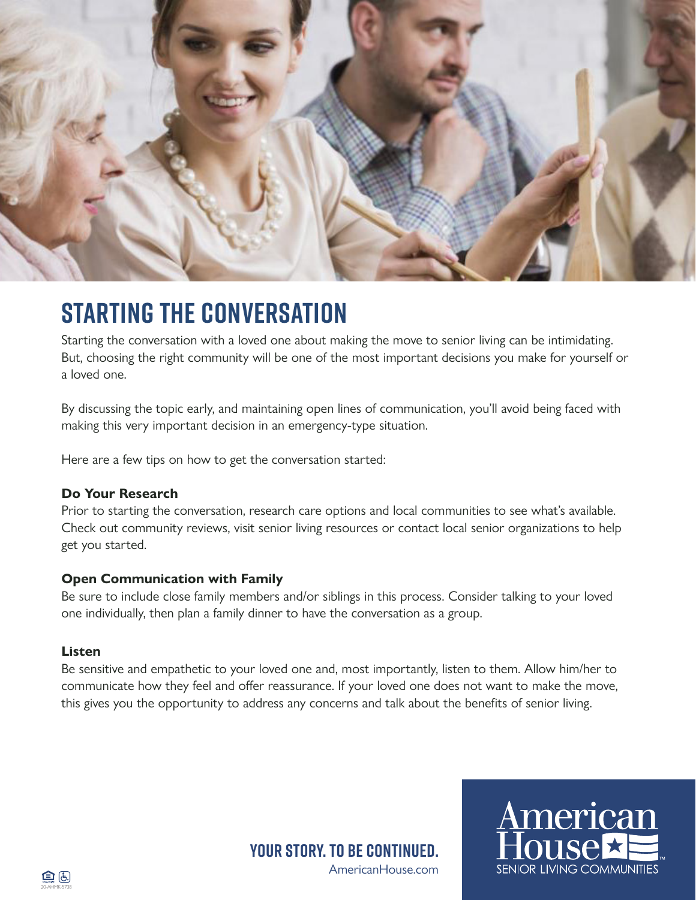# STARTING THE CONVERSATION

Starting the conversation with a loved one about making the move to senior living can be intimidating. But, choosing the right community will be one of the most important decisions you make for yourself or a loved one.

By discussing the topic early, and maintaining open lines of communication, you'll avoid being faced with making this very important decision in an emergency-type situation.

Here are a few tips on how to get the conversation started:

**Do Your Research**

Prior to starting the conversation, research care options and local communities to see what's available. Check out community reviews, visit senior living resources or contact local senior organizations to help get you started.

**Open Communication with Family**

Be sure to include close family members and/or siblings in this process. Consider talking to your loved one individually, then plan a family dinner to have the conversation as a group.

**Listen**

Be sensitive and empathetic to your loved one and, most importantly, listen to them. Allow him/her to communicate how they feel and offer reassurance. If your loved one does not want to make the move, this gives you the opportunity to address any concerns and talk about the benefits of senior living.

**YOUR STORY. TO BE CONTINUED.**

AmericanHouse.com

American House SENIOR LIVING COMMUNITIES

20-AHMK-5738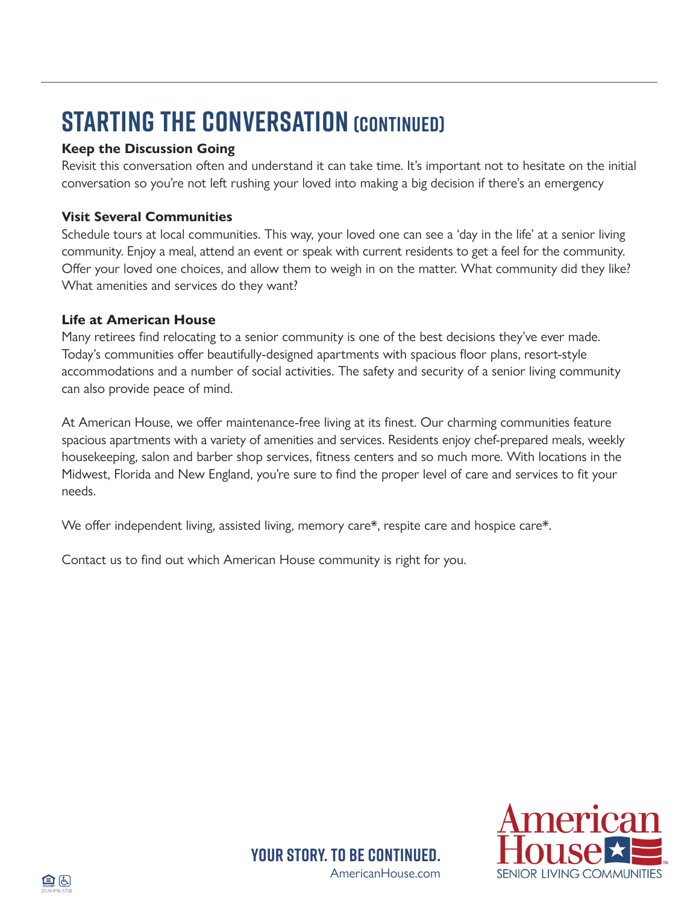# STARTING THE CONVERSATION (CONTINUED)

**Keep the Discussion Going**

Revisit this conversation often and understand it can take time. It's important not to hesitate on the initial conversation so you're not left rushing your loved into making a big decision if there's an emergency

**Visit Several Communities**

Schedule tours at local communities. This way, your loved one can see a 'day in the life' at a senior living community. Enjoy a meal, attend an event or speak with current residents to get a feel for the community. Offer your loved one choices, and allow them to weigh in on the matter. What community did they like? What amenities and services do they want?

**Life at American House**

Many retirees find relocating to a senior community is one of the best decisions they've ever made. Today's communities offer beautifully-designed apartments with spacious floor plans, resort-style accommodations and a number of social activities. The safety and security of a senior living community can also provide peace of mind.

At American House, we offer maintenance-free living at its finest. Our charming communities feature spacious apartments with a variety of amenities and services. Residents enjoy chef-prepared meals, weekly housekeeping, salon and barber shop services, fitness centers and so much more. With locations in the Midwest, Florida and New England, you're sure to find the proper level of care and services to fit your needs.

We offer independent living, assisted living, memory care*, respite care and hospice care*.

Contact us to find out which American House community is right for you.

**YOUR STORY. TO BE CONTINUED.**
AmericanHouse.com

American House
SENIOR LIVING COMMUNITIES

20-AHMK-5738